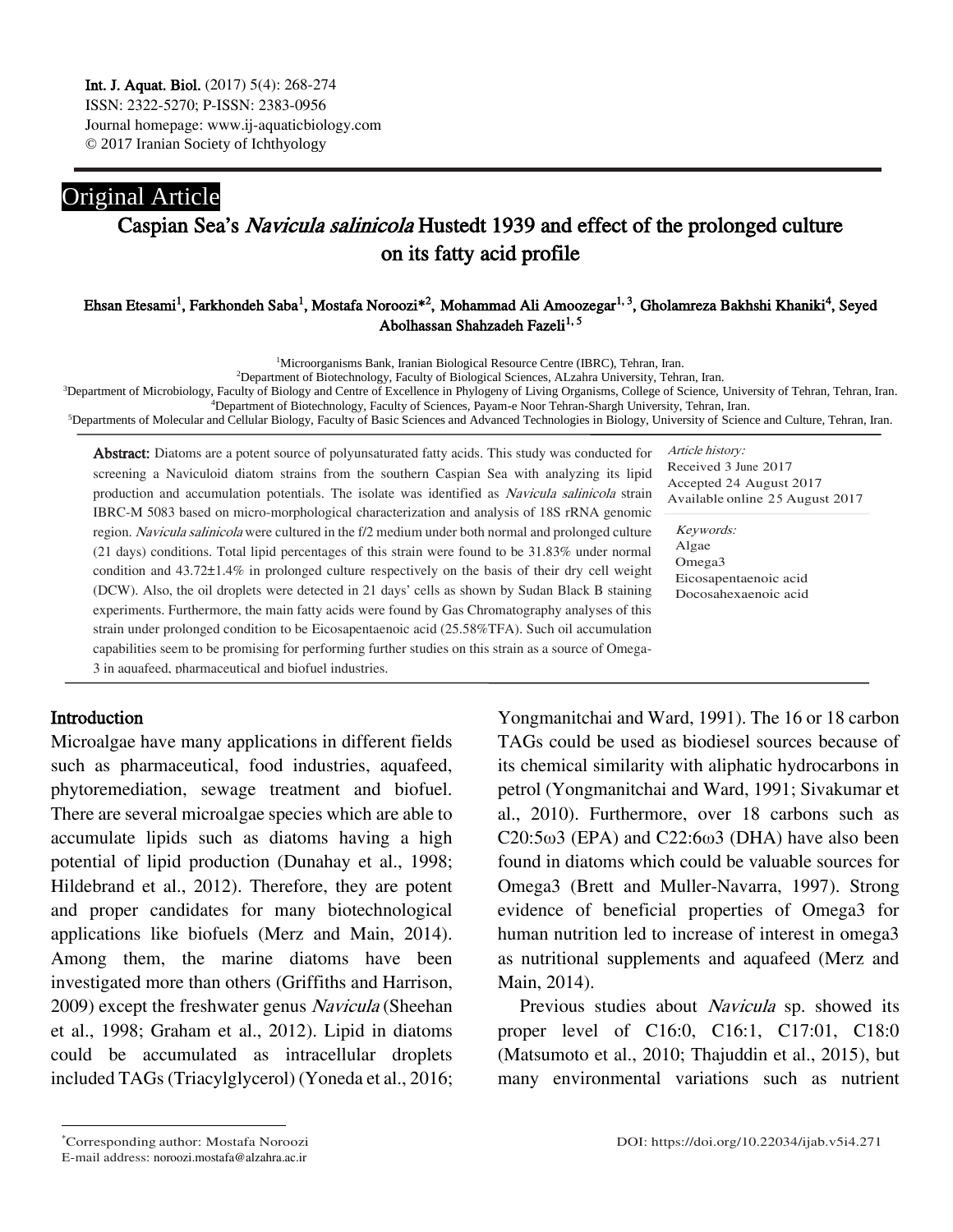Int. J. Aquat. Biol. (2017) 5(4): 268-274
ISSN: 2322-5270; P-ISSN: 2383-0956
Journal homepage: www.ij-aquaticbiology.com
© 2017 Iranian Society of Ichthyology

Original Article

# Caspian Sea's *Navicula salinicola* Hustedt 1939 and effect of the prolonged culture on its fatty acid profile

**Ehsan Etesami[1], Farkhondeh Saba[1], Mostafa Noroozi*[2], Mohammad Ali Amoozegar[1,3], Gholamreza Bakhshi Khaniki[4], Seyed Abolhassan Shahzadeh Fazeli[1,5]**

[1]Microorganisms Bank, Iranian Biological Resource Centre (IBRC), Tehran, Iran.
[2]Department of Biotechnology, Faculty of Biological Sciences, ALzahra University, Tehran, Iran.
[3]Department of Microbiology, Faculty of Biology and Centre of Excellence in Phylogeny of Living Organisms, College of Science, University of Tehran, Tehran, Iran.
[4]Department of Biotechnology, Faculty of Sciences, Payam-e Noor Tehran-Shargh University, Tehran, Iran.
[5]Departments of Molecular and Cellular Biology, Faculty of Basic Sciences and Advanced Technologies in Biology, University of Science and Culture, Tehran, Iran.

**Abstract:** Diatoms are a potent source of polyunsaturated fatty acids. This study was conducted for screening a Naviculoid diatom strains from the southern Caspian Sea with analyzing its lipid production and accumulation potentials. The isolate was identified as *Navicula salinicola* strain IBRC-M 5083 based on micro-morphological characterization and analysis of 18S rRNA genomic region. *Navicula salinicola* were cultured in the f/2 medium under both normal and prolonged culture (21 days) conditions. Total lipid percentages of this strain were found to be 31.83% under normal condition and 43.72±1.4% in prolonged culture respectively on the basis of their dry cell weight (DCW). Also, the oil droplets were detected in 21 days' cells as shown by Sudan Black B staining experiments. Furthermore, the main fatty acids were found by Gas Chromatography analyses of this strain under prolonged condition to be Eicosapentaenoic acid (25.58%TFA). Such oil accumulation capabilities seem to be promising for performing further studies on this strain as a source of Omega-3 in aquafeed, pharmaceutical and biofuel industries.

*Article history:*
Received 3 June 2017
Accepted 24 August 2017
Available online 25 August 2017

*Keywords:*
Algae
Omega3
Eicosapentaenoic acid
Docosahexaenoic acid

## Introduction

Microalgae have many applications in different fields such as pharmaceutical, food industries, aquafeed, phytoremediation, sewage treatment and biofuel. There are several microalgae species which are able to accumulate lipids such as diatoms having a high potential of lipid production (Dunahay et al., 1998; Hildebrand et al., 2012). Therefore, they are potent and proper candidates for many biotechnological applications like biofuels (Merz and Main, 2014). Among them, the marine diatoms have been investigated more than others (Griffiths and Harrison, 2009) except the freshwater genus *Navicula* (Sheehan et al., 1998; Graham et al., 2012). Lipid in diatoms could be accumulated as intracellular droplets included TAGs (Triacylglycerol) (Yoneda et al., 2016; Yongmanitchai and Ward, 1991). The 16 or 18 carbon TAGs could be used as biodiesel sources because of its chemical similarity with aliphatic hydrocarbons in petrol (Yongmanitchai and Ward, 1991; Sivakumar et al., 2010). Furthermore, over 18 carbons such as C20:5ω3 (EPA) and C22:6ω3 (DHA) have also been found in diatoms which could be valuable sources for Omega3 (Brett and Muller-Navarra, 1997). Strong evidence of beneficial properties of Omega3 for human nutrition led to increase of interest in omega3 as nutritional supplements and aquafeed (Merz and Main, 2014).

Previous studies about *Navicula* sp. showed its proper level of C16:0, C16:1, C17:01, C18:0 (Matsumoto et al., 2010; Thajuddin et al., 2015), but many environmental variations such as nutrient

*Corresponding author: Mostafa Noroozi
E-mail address: noroozi.mostafa@alzahra.ac.ir

DOI: https://doi.org/10.22034/ijab.v5i4.271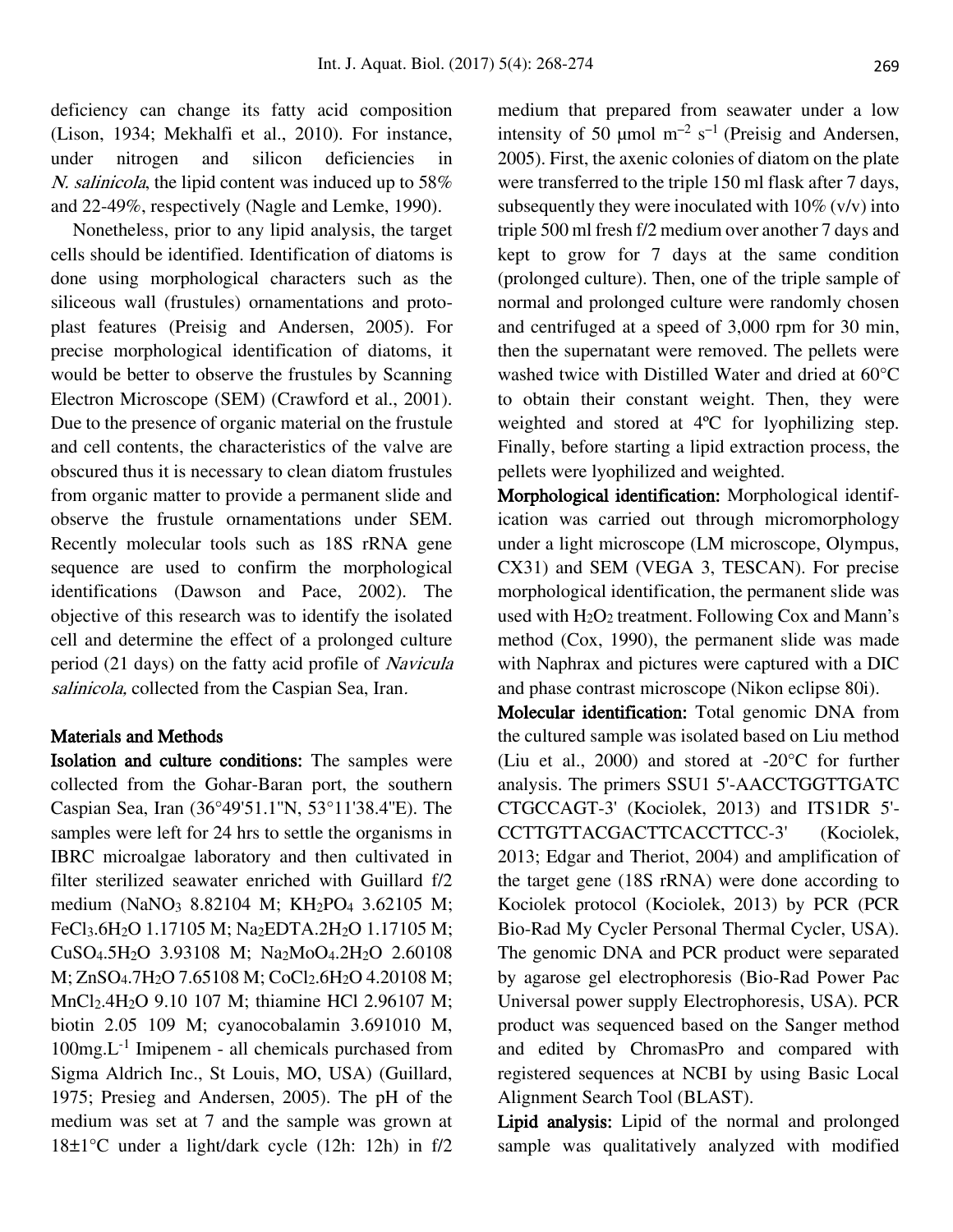deficiency can change its fatty acid composition (Lison, 1934; Mekhalfi et al., 2010). For instance, under nitrogen and silicon deficiencies in *N. salinicola*, the lipid content was induced up to 58% and 22-49%, respectively (Nagle and Lemke, 1990).

Nonetheless, prior to any lipid analysis, the target cells should be identified. Identification of diatoms is done using morphological characters such as the siliceous wall (frustules) ornamentations and protoplast features (Preisig and Andersen, 2005). For precise morphological identification of diatoms, it would be better to observe the frustules by Scanning Electron Microscope (SEM) (Crawford et al., 2001). Due to the presence of organic material on the frustule and cell contents, the characteristics of the valve are obscured thus it is necessary to clean diatom frustules from organic matter to provide a permanent slide and observe the frustule ornamentations under SEM. Recently molecular tools such as 18S rRNA gene sequence are used to confirm the morphological identifications (Dawson and Pace, 2002). The objective of this research was to identify the isolated cell and determine the effect of a prolonged culture period (21 days) on the fatty acid profile of *Navicula salinicola,* collected from the Caspian Sea, Iran.

## Materials and Methods

**Isolation and culture conditions:** The samples were collected from the Gohar-Baran port, the southern Caspian Sea, Iran (36°49'51.1"N, 53°11'38.4"E). The samples were left for 24 hrs to settle the organisms in IBRC microalgae laboratory and then cultivated in filter sterilized seawater enriched with Guillard f/2 medium ($NaNO_3$ 8.82104 M; $KH_2PO_4$ 3.62105 M; $FeCl_3.6H_2O$ 1.17105 M; $Na_2EDTA.2H_2O$ 1.17105 M; $CuSO_4.5H_2O$ 3.93108 M; $Na_2MoO_4.2H_2O$ 2.60108 M; $ZnSO_4.7H_2O$ 7.65108 M; $CoCl_2.6H_2O$ 4.20108 M; $MnCl_2.4H_2O$ 9.10 107 M; thiamine HCl 2.96107 M; biotin 2.05 109 M; cyanocobalamin 3.691010 M, 100mg.L$^{-1}$ Imipenem - all chemicals purchased from Sigma Aldrich Inc., St Louis, MO, USA) (Guillard, 1975; Presieg and Andersen, 2005). The pH of the medium was set at 7 and the sample was grown at 18±1°C under a light/dark cycle (12h: 12h) in f/2 medium that prepared from seawater under a low intensity of 50 μmol m$^{-2}$ s$^{-1}$ (Preisig and Andersen, 2005). First, the axenic colonies of diatom on the plate were transferred to the triple 150 ml flask after 7 days, subsequently they were inoculated with 10% (v/v) into triple 500 ml fresh f/2 medium over another 7 days and kept to grow for 7 days at the same condition (prolonged culture). Then, one of the triple sample of normal and prolonged culture were randomly chosen and centrifuged at a speed of 3,000 rpm for 30 min, then the supernatant were removed. The pellets were washed twice with Distilled Water and dried at 60°C to obtain their constant weight. Then, they were weighted and stored at 4ºC for lyophilizing step. Finally, before starting a lipid extraction process, the pellets were lyophilized and weighted.

**Morphological identification:** Morphological identification was carried out through micromorphology under a light microscope (LM microscope, Olympus, CX31) and SEM (VEGA 3, TESCAN). For precise morphological identification, the permanent slide was used with $H_2O_2$ treatment. Following Cox and Mann's method (Cox, 1990), the permanent slide was made with Naphrax and pictures were captured with a DIC and phase contrast microscope (Nikon eclipse 80i).

**Molecular identification:** Total genomic DNA from the cultured sample was isolated based on Liu method (Liu et al., 2000) and stored at -20°C for further analysis. The primers SSU1 5'-AACCTGGTTGATC CTGCCAGT-3' (Kociolek, 2013) and ITS1DR 5'-CCTTGTTACGACTTCACCTTCC-3' (Kociolek, 2013; Edgar and Theriot, 2004) and amplification of the target gene (18S rRNA) were done according to Kociolek protocol (Kociolek, 2013) by PCR (PCR Bio-Rad My Cycler Personal Thermal Cycler, USA). The genomic DNA and PCR product were separated by agarose gel electrophoresis (Bio-Rad Power Pac Universal power supply Electrophoresis, USA). PCR product was sequenced based on the Sanger method and edited by ChromasPro and compared with registered sequences at NCBI by using Basic Local Alignment Search Tool (BLAST).

**Lipid analysis:** Lipid of the normal and prolonged sample was qualitatively analyzed with modified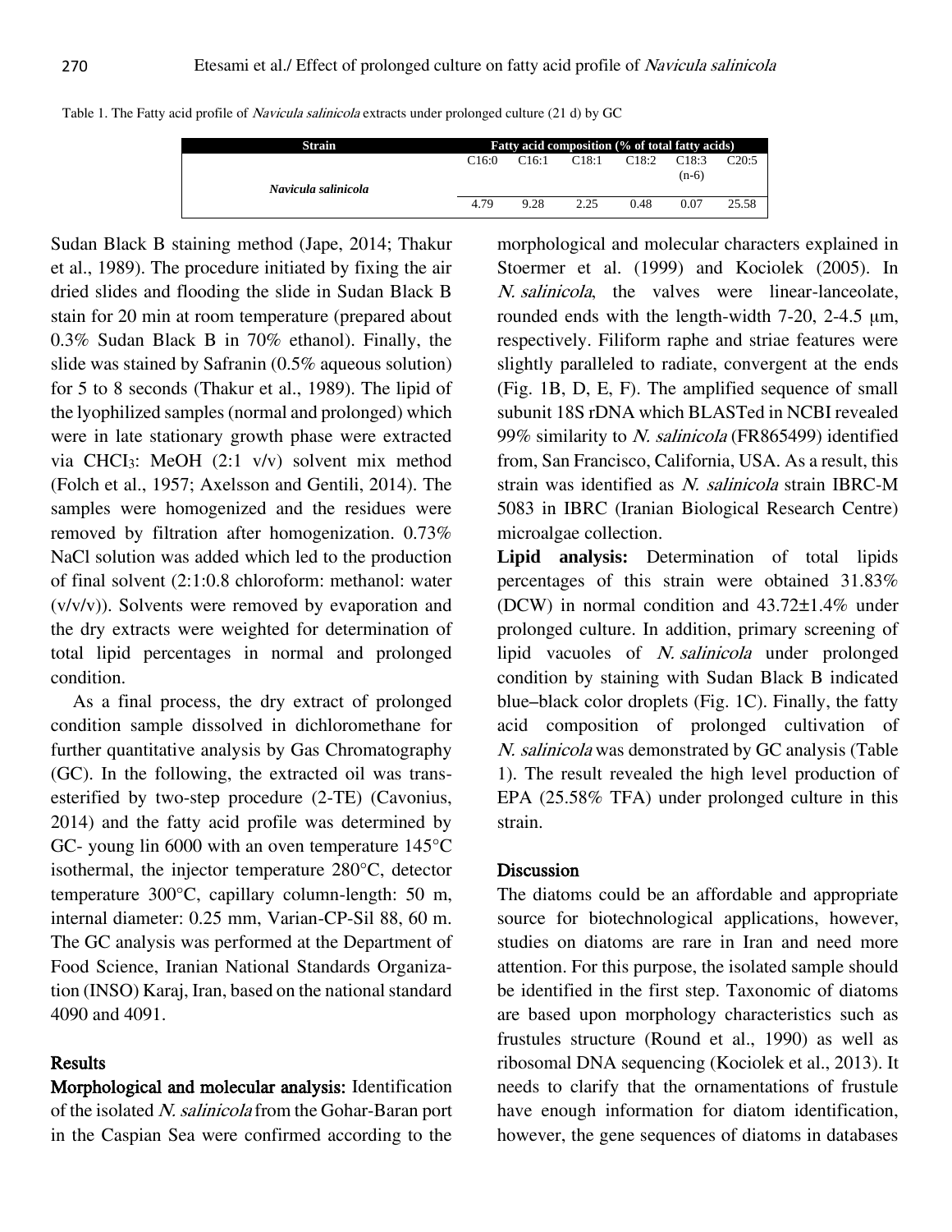Table 1. The Fatty acid profile of *Navicula salinicola* extracts under prolonged culture (21 d) by GC

| Strain | Fatty acid composition (% of total fatty acids) | | | | | |
|---|---|---|---|---|---|---|
| | C16:0 | C16:1 | C18:1 | C18:2 | C18:3 (n-6) | C20:5 |
| *Navicula salinicola* | 4.79 | 9.28 | 2.25 | 0.48 | 0.07 | 25.58 |

Sudan Black B staining method (Jape, 2014; Thakur et al., 1989). The procedure initiated by fixing the air dried slides and flooding the slide in Sudan Black B stain for 20 min at room temperature (prepared about 0.3% Sudan Black B in 70% ethanol). Finally, the slide was stained by Safranin (0.5% aqueous solution) for 5 to 8 seconds (Thakur et al., 1989). The lipid of the lyophilized samples (normal and prolonged) which were in late stationary growth phase were extracted via $CHCl_3$: MeOH (2:1 v/v) solvent mix method (Folch et al., 1957; Axelsson and Gentili, 2014). The samples were homogenized and the residues were removed by filtration after homogenization. 0.73% NaCl solution was added which led to the production of final solvent (2:1:0.8 chloroform: methanol: water (v/v/v)). Solvents were removed by evaporation and the dry extracts were weighted for determination of total lipid percentages in normal and prolonged condition.

As a final process, the dry extract of prolonged condition sample dissolved in dichloromethane for further quantitative analysis by Gas Chromatography (GC). In the following, the extracted oil was trans-esterified by two-step procedure (2-TE) (Cavonius, 2014) and the fatty acid profile was determined by GC- young lin 6000 with an oven temperature 145°C isothermal, the injector temperature 280°C, detector temperature 300°C, capillary column-length: 50 m, internal diameter: 0.25 mm, Varian-CP-Sil 88, 60 m. The GC analysis was performed at the Department of Food Science, Iranian National Standards Organization (INSO) Karaj, Iran, based on the national standard 4090 and 4091.

## Results

**Morphological and molecular analysis:** Identification of the isolated *N. salinicola* from the Gohar-Baran port in the Caspian Sea were confirmed according to the morphological and molecular characters explained in Stoermer et al. (1999) and Kociolek (2005). In *N. salinicola*, the valves were linear-lanceolate, rounded ends with the length-width 7-20, 2-4.5 μm, respectively. Filiform raphe and striae features were slightly paralleled to radiate, convergent at the ends (Fig. 1B, D, E, F). The amplified sequence of small subunit 18S rDNA which BLASTed in NCBI revealed 99% similarity to *N. salinicola* (FR865499) identified from, San Francisco, California, USA. As a result, this strain was identified as *N. salinicola* strain IBRC-M 5083 in IBRC (Iranian Biological Research Centre) microalgae collection.

**Lipid analysis:** Determination of total lipids percentages of this strain were obtained 31.83% (DCW) in normal condition and 43.72±1.4% under prolonged culture. In addition, primary screening of lipid vacuoles of *N. salinicola* under prolonged condition by staining with Sudan Black B indicated blue–black color droplets (Fig. 1C). Finally, the fatty acid composition of prolonged cultivation of *N. salinicola* was demonstrated by GC analysis (Table 1). The result revealed the high level production of EPA (25.58% TFA) under prolonged culture in this strain.

## Discussion

The diatoms could be an affordable and appropriate source for biotechnological applications, however, studies on diatoms are rare in Iran and need more attention. For this purpose, the isolated sample should be identified in the first step. Taxonomic of diatoms are based upon morphology characteristics such as frustules structure (Round et al., 1990) as well as ribosomal DNA sequencing (Kociolek et al., 2013). It needs to clarify that the ornamentations of frustule have enough information for diatom identification, however, the gene sequences of diatoms in databases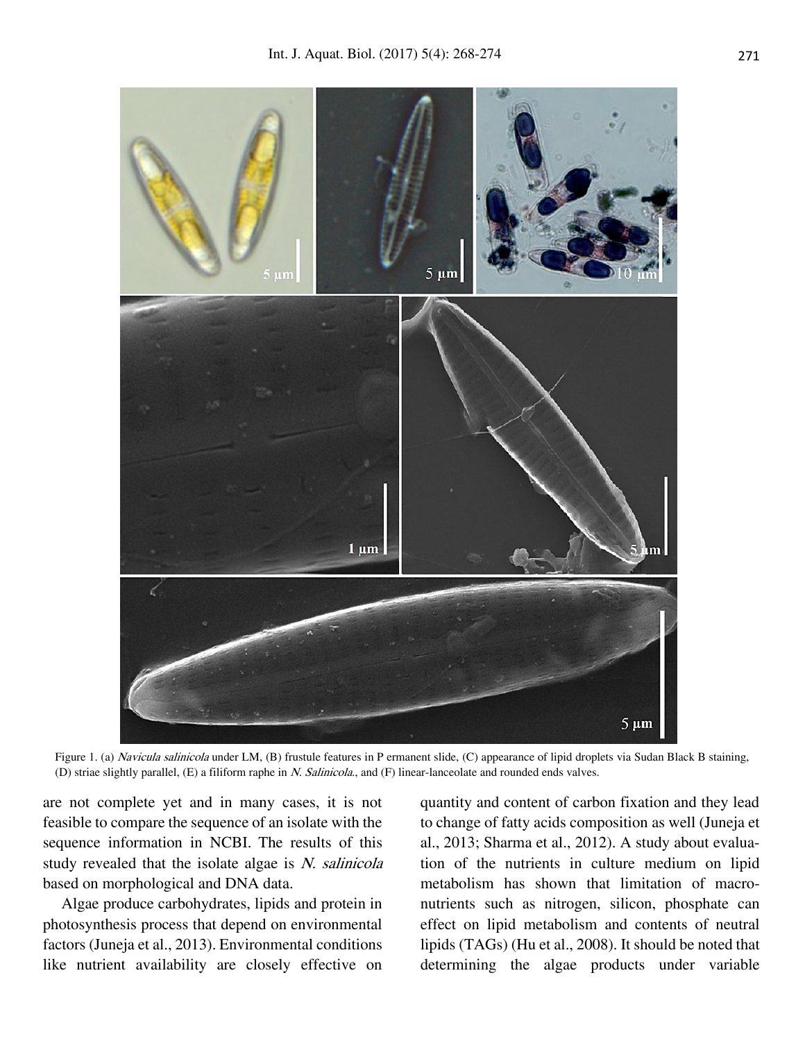Figure 1. (a) *Navicula salinicola* under LM, (B) frustule features in P ermanent slide, (C) appearance of lipid droplets via Sudan Black B staining, (D) striae slightly parallel, (E) a filiform raphe in *N. Salinicola*., and (F) linear-lanceolate and rounded ends valves.

are not complete yet and in many cases, it is not feasible to compare the sequence of an isolate with the sequence information in NCBI. The results of this study revealed that the isolate algae is *N. salinicola* based on morphological and DNA data.

Algae produce carbohydrates, lipids and protein in photosynthesis process that depend on environmental factors (Juneja et al., 2013). Environmental conditions like nutrient availability are closely effective on quantity and content of carbon fixation and they lead to change of fatty acids composition as well (Juneja et al., 2013; Sharma et al., 2012). A study about evaluation of the nutrients in culture medium on lipid metabolism has shown that limitation of macronutrients such as nitrogen, silicon, phosphate can effect on lipid metabolism and contents of neutral lipids (TAGs) (Hu et al., 2008). It should be noted that determining the algae products under variable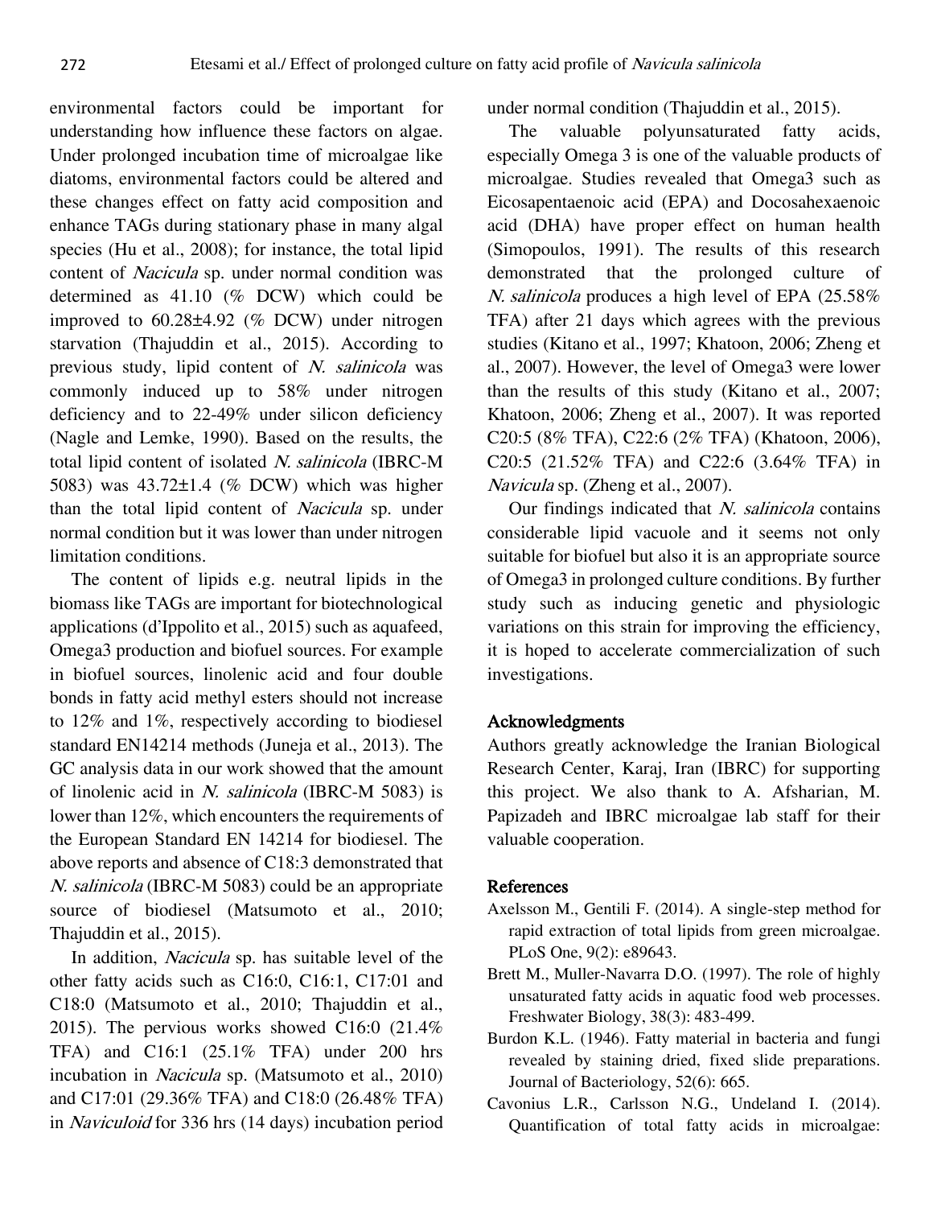environmental factors could be important for understanding how influence these factors on algae. Under prolonged incubation time of microalgae like diatoms, environmental factors could be altered and these changes effect on fatty acid composition and enhance TAGs during stationary phase in many algal species (Hu et al., 2008); for instance, the total lipid content of *Nacicula* sp. under normal condition was determined as 41.10 (% DCW) which could be improved to 60.28±4.92 (% DCW) under nitrogen starvation (Thajuddin et al., 2015). According to previous study, lipid content of *N. salinicola* was commonly induced up to 58% under nitrogen deficiency and to 22-49% under silicon deficiency (Nagle and Lemke, 1990). Based on the results, the total lipid content of isolated *N. salinicola* (IBRC-M 5083) was 43.72±1.4 (% DCW) which was higher than the total lipid content of *Nacicula* sp. under normal condition but it was lower than under nitrogen limitation conditions.

The content of lipids e.g. neutral lipids in the biomass like TAGs are important for biotechnological applications (d'Ippolito et al., 2015) such as aquafeed, Omega3 production and biofuel sources. For example in biofuel sources, linolenic acid and four double bonds in fatty acid methyl esters should not increase to 12% and 1%, respectively according to biodiesel standard EN14214 methods (Juneja et al., 2013). The GC analysis data in our work showed that the amount of linolenic acid in *N. salinicola* (IBRC-M 5083) is lower than 12%, which encounters the requirements of the European Standard EN 14214 for biodiesel. The above reports and absence of C18:3 demonstrated that *N. salinicola* (IBRC-M 5083) could be an appropriate source of biodiesel (Matsumoto et al., 2010; Thajuddin et al., 2015).

In addition, *Nacicula* sp. has suitable level of the other fatty acids such as C16:0, C16:1, C17:01 and C18:0 (Matsumoto et al., 2010; Thajuddin et al., 2015). The pervious works showed C16:0 (21.4% TFA) and C16:1 (25.1% TFA) under 200 hrs incubation in *Nacicula* sp. (Matsumoto et al., 2010) and C17:01 (29.36% TFA) and C18:0 (26.48% TFA) in *Naviculoid* for 336 hrs (14 days) incubation period under normal condition (Thajuddin et al., 2015).

The valuable polyunsaturated fatty acids, especially Omega 3 is one of the valuable products of microalgae. Studies revealed that Omega3 such as Eicosapentaenoic acid (EPA) and Docosahexaenoic acid (DHA) have proper effect on human health (Simopoulos, 1991). The results of this research demonstrated that the prolonged culture of *N. salinicola* produces a high level of EPA (25.58% TFA) after 21 days which agrees with the previous studies (Kitano et al., 1997; Khatoon, 2006; Zheng et al., 2007). However, the level of Omega3 were lower than the results of this study (Kitano et al., 2007; Khatoon, 2006; Zheng et al., 2007). It was reported C20:5 (8% TFA), C22:6 (2% TFA) (Khatoon, 2006), C20:5 (21.52% TFA) and C22:6 (3.64% TFA) in *Navicula* sp. (Zheng et al., 2007).

Our findings indicated that *N. salinicola* contains considerable lipid vacuole and it seems not only suitable for biofuel but also it is an appropriate source of Omega3 in prolonged culture conditions. By further study such as inducing genetic and physiologic variations on this strain for improving the efficiency, it is hoped to accelerate commercialization of such investigations.

## Acknowledgments

Authors greatly acknowledge the Iranian Biological Research Center, Karaj, Iran (IBRC) for supporting this project. We also thank to A. Afsharian, M. Papizadeh and IBRC microalgae lab staff for their valuable cooperation.

## References

Axelsson M., Gentili F. (2014). A single-step method for rapid extraction of total lipids from green microalgae. PLoS One, 9(2): e89643.

Brett M., Muller-Navarra D.O. (1997). The role of highly unsaturated fatty acids in aquatic food web processes. Freshwater Biology, 38(3): 483-499.

Burdon K.L. (1946). Fatty material in bacteria and fungi revealed by staining dried, fixed slide preparations. Journal of Bacteriology, 52(6): 665.

Cavonius L.R., Carlsson N.G., Undeland I. (2014). Quantification of total fatty acids in microalgae: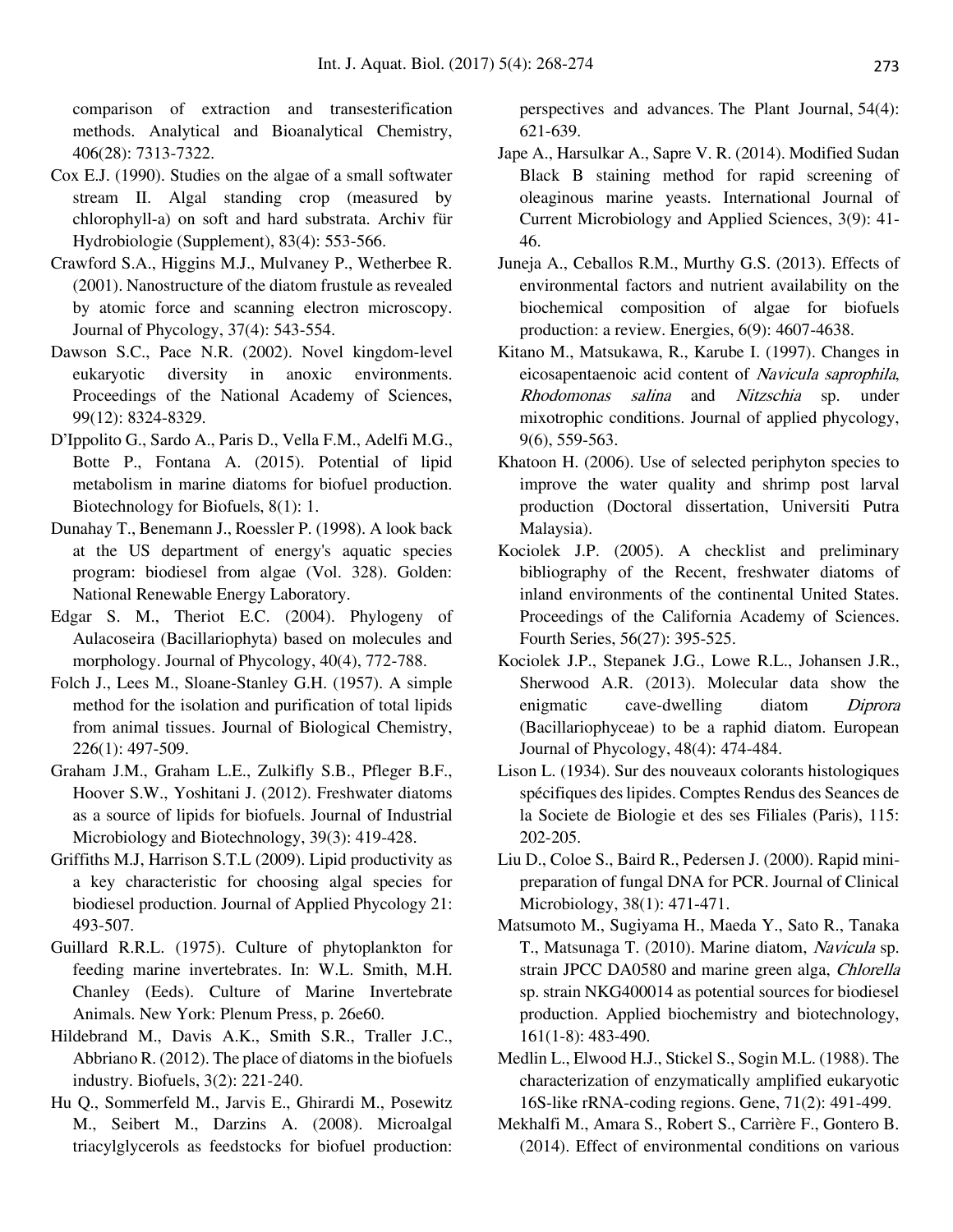comparison of extraction and transesterification methods. Analytical and Bioanalytical Chemistry, 406(28): 7313-7322.

Cox E.J. (1990). Studies on the algae of a small softwater stream II. Algal standing crop (measured by chlorophyll-a) on soft and hard substrata. Archiv für Hydrobiologie (Supplement), 83(4): 553-566.

Crawford S.A., Higgins M.J., Mulvaney P., Wetherbee R. (2001). Nanostructure of the diatom frustule as revealed by atomic force and scanning electron microscopy. Journal of Phycology, 37(4): 543-554.

Dawson S.C., Pace N.R. (2002). Novel kingdom-level eukaryotic diversity in anoxic environments. Proceedings of the National Academy of Sciences, 99(12): 8324-8329.

D'Ippolito G., Sardo A., Paris D., Vella F.M., Adelfi M.G., Botte P., Fontana A. (2015). Potential of lipid metabolism in marine diatoms for biofuel production. Biotechnology for Biofuels, 8(1): 1.

Dunahay T., Benemann J., Roessler P. (1998). A look back at the US department of energy's aquatic species program: biodiesel from algae (Vol. 328). Golden: National Renewable Energy Laboratory.

Edgar S. M., Theriot E.C. (2004). Phylogeny of Aulacoseira (Bacillariophyta) based on molecules and morphology. Journal of Phycology, 40(4), 772-788.

Folch J., Lees M., Sloane-Stanley G.H. (1957). A simple method for the isolation and purification of total lipids from animal tissues. Journal of Biological Chemistry, 226(1): 497-509.

Graham J.M., Graham L.E., Zulkifly S.B., Pfleger B.F., Hoover S.W., Yoshitani J. (2012). Freshwater diatoms as a source of lipids for biofuels. Journal of Industrial Microbiology and Biotechnology, 39(3): 419-428.

Griffiths M.J, Harrison S.T.L (2009). Lipid productivity as a key characteristic for choosing algal species for biodiesel production. Journal of Applied Phycology 21: 493-507.

Guillard R.R.L. (1975). Culture of phytoplankton for feeding marine invertebrates. In: W.L. Smith, M.H. Chanley (Eeds). Culture of Marine Invertebrate Animals. New York: Plenum Press, p. 26e60.

Hildebrand M., Davis A.K., Smith S.R., Traller J.C., Abbriano R. (2012). The place of diatoms in the biofuels industry. Biofuels, 3(2): 221-240.

Hu Q., Sommerfeld M., Jarvis E., Ghirardi M., Posewitz M., Seibert M., Darzins A. (2008). Microalgal triacylglycerols as feedstocks for biofuel production: perspectives and advances. The Plant Journal, 54(4): 621-639.

Jape A., Harsulkar A., Sapre V. R. (2014). Modified Sudan Black B staining method for rapid screening of oleaginous marine yeasts. International Journal of Current Microbiology and Applied Sciences, 3(9): 41-46.

Juneja A., Ceballos R.M., Murthy G.S. (2013). Effects of environmental factors and nutrient availability on the biochemical composition of algae for biofuels production: a review. Energies, 6(9): 4607-4638.

Kitano M., Matsukawa, R., Karube I. (1997). Changes in eicosapentaenoic acid content of *Navicula saprophila*, *Rhodomonas salina* and *Nitzschia* sp. under mixotrophic conditions. Journal of applied phycology, 9(6), 559-563.

Khatoon H. (2006). Use of selected periphyton species to improve the water quality and shrimp post larval production (Doctoral dissertation, Universiti Putra Malaysia).

Kociolek J.P. (2005). A checklist and preliminary bibliography of the Recent, freshwater diatoms of inland environments of the continental United States. Proceedings of the California Academy of Sciences. Fourth Series, 56(27): 395-525.

Kociolek J.P., Stepanek J.G., Lowe R.L., Johansen J.R., Sherwood A.R. (2013). Molecular data show the enigmatic cave-dwelling diatom *Diprora* (Bacillariophyceae) to be a raphid diatom. European Journal of Phycology, 48(4): 474-484.

Lison L. (1934). Sur des nouveaux colorants histologiques spécifiques des lipides. Comptes Rendus des Seances de la Societe de Biologie et des ses Filiales (Paris), 115: 202-205.

Liu D., Coloe S., Baird R., Pedersen J. (2000). Rapid mini-preparation of fungal DNA for PCR. Journal of Clinical Microbiology, 38(1): 471-471.

Matsumoto M., Sugiyama H., Maeda Y., Sato R., Tanaka T., Matsunaga T. (2010). Marine diatom, *Navicula* sp. strain JPCC DA0580 and marine green alga, *Chlorella* sp. strain NKG400014 as potential sources for biodiesel production. Applied biochemistry and biotechnology, 161(1-8): 483-490.

Medlin L., Elwood H.J., Stickel S., Sogin M.L. (1988). The characterization of enzymatically amplified eukaryotic 16S-like rRNA-coding regions. Gene, 71(2): 491-499.

Mekhalfi M., Amara S., Robert S., Carrière F., Gontero B. (2014). Effect of environmental conditions on various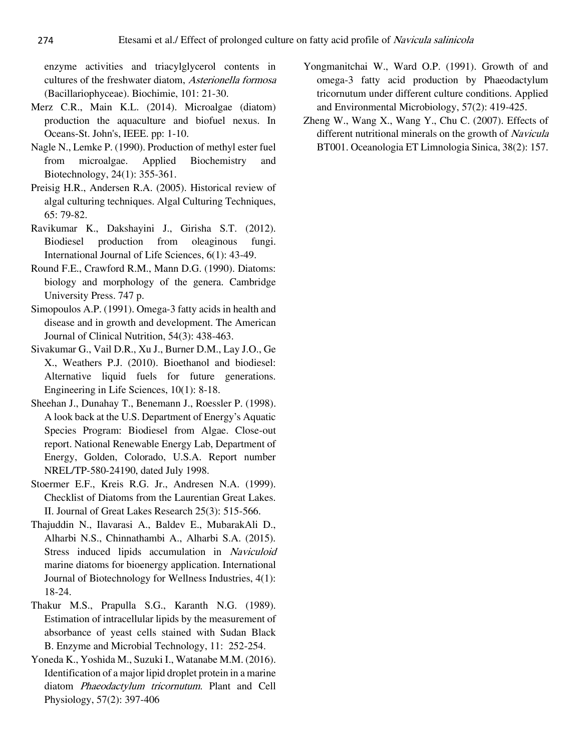enzyme activities and triacylglycerol contents in cultures of the freshwater diatom, *Asterionella formosa* (Bacillariophyceae). Biochimie, 101: 21-30.

Merz C.R., Main K.L. (2014). Microalgae (diatom) production the aquaculture and biofuel nexus. In Oceans-St. John's, IEEE. pp: 1-10.

Nagle N., Lemke P. (1990). Production of methyl ester fuel from microalgae. Applied Biochemistry and Biotechnology, 24(1): 355-361.

Preisig H.R., Andersen R.A. (2005). Historical review of algal culturing techniques. Algal Culturing Techniques, 65: 79-82.

Ravikumar K., Dakshayini J., Girisha S.T. (2012). Biodiesel production from oleaginous fungi. International Journal of Life Sciences, 6(1): 43-49.

Round F.E., Crawford R.M., Mann D.G. (1990). Diatoms: biology and morphology of the genera. Cambridge University Press. 747 p.

Simopoulos A.P. (1991). Omega-3 fatty acids in health and disease and in growth and development. The American Journal of Clinical Nutrition, 54(3): 438-463.

Sivakumar G., Vail D.R., Xu J., Burner D.M., Lay J.O., Ge X., Weathers P.J. (2010). Bioethanol and biodiesel: Alternative liquid fuels for future generations. Engineering in Life Sciences, 10(1): 8-18.

Sheehan J., Dunahay T., Benemann J., Roessler P. (1998). A look back at the U.S. Department of Energy's Aquatic Species Program: Biodiesel from Algae. Close-out report. National Renewable Energy Lab, Department of Energy, Golden, Colorado, U.S.A. Report number NREL/TP-580-24190, dated July 1998.

Stoermer E.F., Kreis R.G. Jr., Andresen N.A. (1999). Checklist of Diatoms from the Laurentian Great Lakes. II. Journal of Great Lakes Research 25(3): 515-566.

Thajuddin N., Ilavarasi A., Baldev E., MubarakAli D., Alharbi N.S., Chinnathambi A., Alharbi S.A. (2015). Stress induced lipids accumulation in *Naviculoid* marine diatoms for bioenergy application. International Journal of Biotechnology for Wellness Industries, 4(1): 18-24.

Thakur M.S., Prapulla S.G., Karanth N.G. (1989). Estimation of intracellular lipids by the measurement of absorbance of yeast cells stained with Sudan Black B. Enzyme and Microbial Technology, 11: 252-254.

Yoneda K., Yoshida M., Suzuki I., Watanabe M.M. (2016). Identification of a major lipid droplet protein in a marine diatom *Phaeodactylum tricornutum*. Plant and Cell Physiology, 57(2): 397-406

Yongmanitchai W., Ward O.P. (1991). Growth of and omega-3 fatty acid production by Phaeodactylum tricornutum under different culture conditions. Applied and Environmental Microbiology, 57(2): 419-425.

Zheng W., Wang X., Wang Y., Chu C. (2007). Effects of different nutritional minerals on the growth of *Navicula* BT001. Oceanologia ET Limnologia Sinica, 38(2): 157.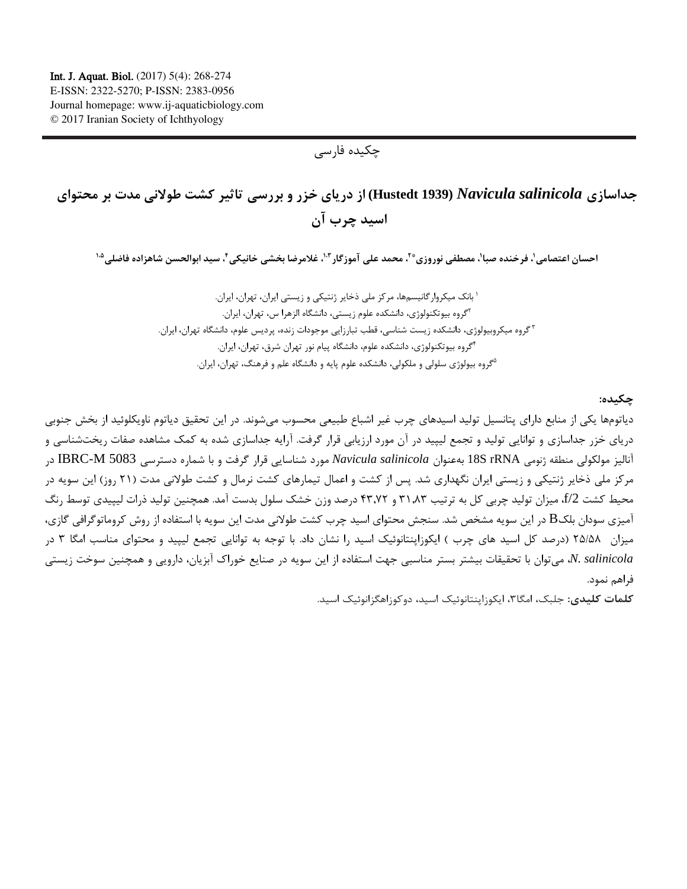Int. J. Aquat. Biol. (2017) 5(4): 268-274
E-ISSN: 2322-5270; P-ISSN: 2383-0956
Journal homepage: www.ij-aquaticbiology.com
© 2017 Iranian Society of Ichthyology

چکیده فارسی

# جداسازی *Navicula salinicola* (Hustedt 1939) از دریای خزر و بررسی تاثیر کشت طولانی مدت بر محتوای اسید چرب آن

**احسان اعتصامی[1]، فرخنده صبا[1]، مصطفی نوروزی*[2]، محمد علی آموزگار[1,3]، غلامرضا بخشی خانیکی[4]، سید ابوالحسن شاهزاده فاضلی[1,5]**

[1] بانک میکروارگانیسم‌ها، مرکز ملی ذخایر ژنتیکی و زیستی ایران، تهران، ایران.
[2] گروه بیوتکنولوژی، دانشکده علوم زیستی، دانشگاه الزهرا س، تهران، ایران.
[3] گروه میکروبیولوژی، دانشکده زیست شناسی، قطب تبارزایی موجودات زنده، پردیس علوم، دانشگاه تهران، ایران.
[4] گروه بیوتکنولوژی، دانشکده علوم، دانشگاه پیام نور تهران شرق، تهران، ایران.
[5] گروه بیولوژی سلولی و ملکولی، دانشکده علوم پایه و دانشگاه علم و فرهنگ، تهران، ایران.

**چکیده:**

دیاتوم‌ها یکی از منابع دارای پتانسیل تولید اسیدهای چرب غیر اشباع طبیعی محسوب می‌شوند. در این تحقیق دیاتوم ناویکلوئید از بخش جنوبی دریای خزر جداسازی و توانایی تولید و تجمع لیپید در آن مورد ارزیابی قرار گرفت. آرایه جداسازی شده به کمک مشاهده صفات ریخت‌شناسی و آنالیز مولکولی منطقه ژنومی 18S rRNA به‌عنوان *Navicula salinicola* مورد شناسایی قرار گرفت و با شماره دسترسی IBRC-M 5083 در مرکز ملی ذخایر ژنتیکی و زیستی ایران نگهداری شد. پس از کشت و اعمال تیمارهای کشت نرمال و کشت طولانی مدت (۲۱ روز) این سویه در محیط کشت f/2، میزان تولید چربی کل به ترتیب ۳۱،۸۳ و ۴۳،۷۲ درصد وزن خشک سلول بدست آمد. همچنین تولید ذرات لیپیدی توسط رنگ آمیزی سودان بلکB در این سویه مشخص شد. سنجش محتوای اسید چرب کشت طولانی مدت این سویه با استفاده از روش کروماتوگرافی گازی، میزان ۲۵/۵۸ (درصد کل اسید های چرب ) ایکوزاپنتانوئیک اسید را نشان داد. با توجه به توانایی تجمع لیپید و محتوای مناسب امگا ۳ در *N. salinicola*، می‌توان با تحقیقات بیشتر بستر مناسبی جهت استفاده از این سویه در صنایع خوراک آبزیان، دارویی و همچنین سوخت زیستی فراهم نمود.

**کلمات کلیدی:** جلبک، امگا۳، ایکوزاپنتانوئیک اسید، دوکوزاهگزانوئیک اسید.